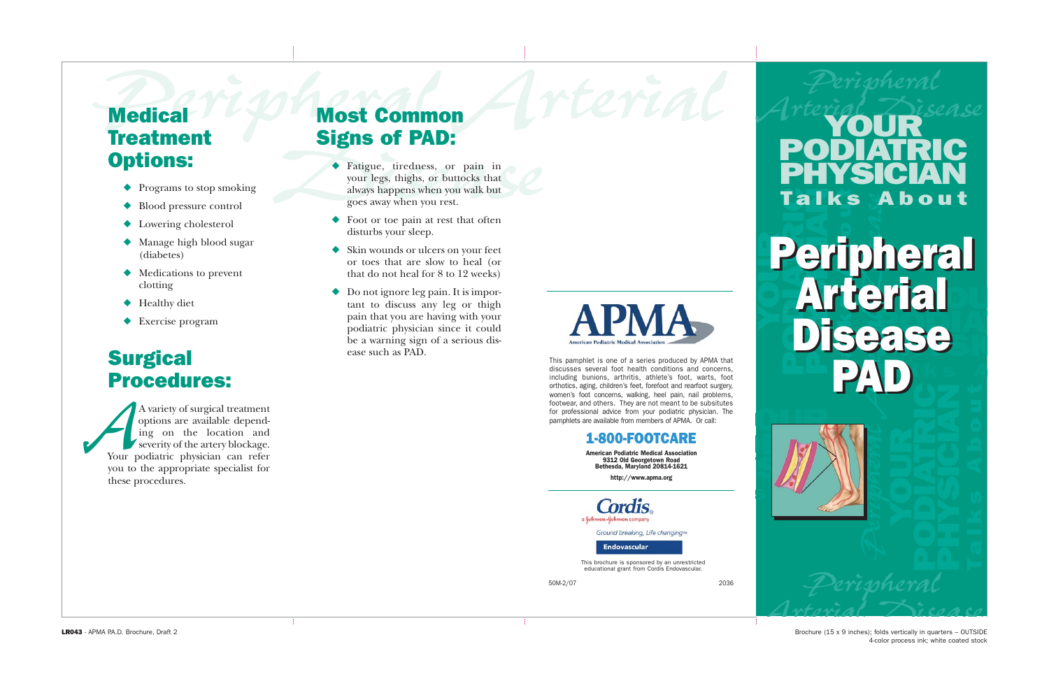## Medical Treatment Options:

- Programs to stop smoking
- Blood pressure control
- Lowering cholesterol
- Manage high blood sugar (diabetes)
- Medications to prevent clotting
- Healthy diet
- Exercise program

## Surgical Procedures:

A variety of surgical treatment options are available depending on the location and severity of the artery blockage. Your podiatric physician can refer you to the appropriate specialist for these procedures.

## Most Common Signs of PAD:

- Fatigue, tiredness, or pain in your legs, thighs, or buttocks that always happens when you walk but goes away when you rest.
- Foot or toe pain at rest that often disturbs your sleep.
- Skin wounds or ulcers on your feet or toes that are slow to heal (or that do not heal for 8 to 12 weeks)
- Do not ignore leg pain. It is important to discuss any leg or thigh pain that you are having with your podiatric physician since it could be a warning sign of a serious disease such as PAD.

APMA
American Podiatric Medical Association

This pamphlet is one of a series produced by APMA that discusses several foot health conditions and concerns, including bunions, arthritis, athlete's foot, warts, foot orthotics, aging, children's feet, forefoot and rearfoot surgery, women's foot concerns, walking, heel pain, nail problems, footwear, and others. They are not meant to be subsitutes for professional advice from your podiatric physician. The pamphlets are available from members of APMA. Or call:

**1-800-FOOTCARE**

**American Podiatric Medical Association**
**9312 Old Georgetown Road**
**Bethesda, Maryland 20814-1621**

**http://www.apma.org**

Cordis
a Johnson-Johnson company

*Ground breaking, Life changing*™

**Endovascular**

This brochure is sponsored by an unrestricted educational grant from Cordis Endovascular.

50M-2/07 2036

# YOUR PODIATRIC PHYSICIAN Talks About

# Peripheral Arterial Disease PAD

**LR043** - APMA P.A.D. Brochure, Draft 2

Brochure (15 x 9 inches); folds vertically in quarters – OUTSIDE
4-color process ink; white coated stock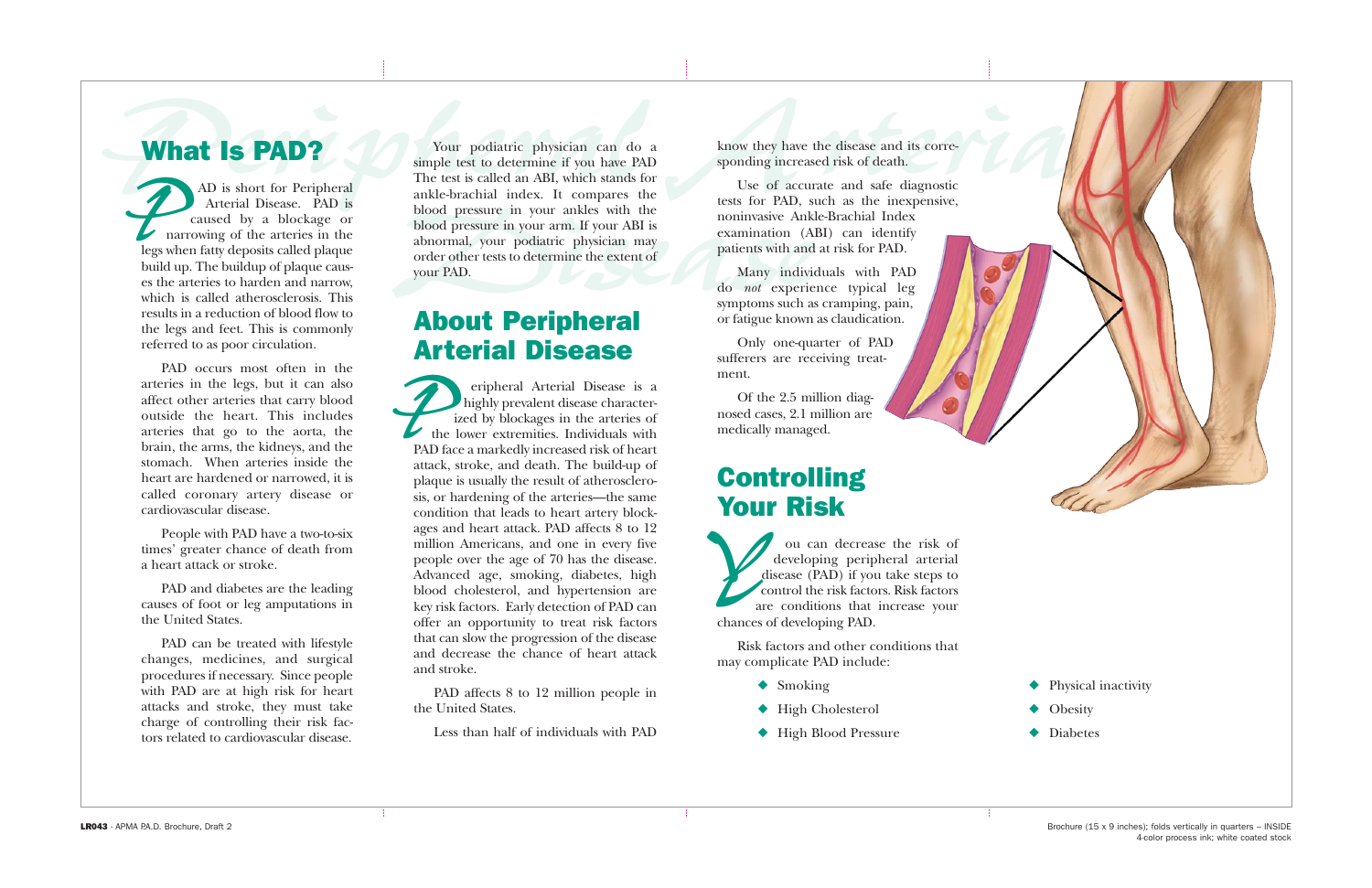## What Is PAD?

PAD is short for Peripheral Arterial Disease. PAD is caused by a blockage or narrowing of the arteries in the legs when fatty deposits called plaque build up. The buildup of plaque causes the arteries to harden and narrow, which is called atherosclerosis. This results in a reduction of blood flow to the legs and feet. This is commonly referred to as poor circulation.

PAD occurs most often in the arteries in the legs, but it can also affect other arteries that carry blood outside the heart. This includes arteries that go to the aorta, the brain, the arms, the kidneys, and the stomach. When arteries inside the heart are hardened or narrowed, it is called coronary artery disease or cardiovascular disease.

People with PAD have a two-to-six times' greater chance of death from a heart attack or stroke.

PAD and diabetes are the leading causes of foot or leg amputations in the United States.

PAD can be treated with lifestyle changes, medicines, and surgical procedures if necessary. Since people with PAD are at high risk for heart attacks and stroke, they must take charge of controlling their risk factors related to cardiovascular disease.

Your podiatric physician can do a simple test to determine if you have PAD. The test is called an ABI, which stands for ankle-brachial index. It compares the blood pressure in your ankles with the blood pressure in your arm. If your ABI is abnormal, your podiatric physician may order other tests to determine the extent of your PAD.

## About Peripheral Arterial Disease

Peripheral Arterial Disease is a highly prevalent disease characterized by blockages in the arteries of the lower extremities. Individuals with PAD face a markedly increased risk of heart attack, stroke, and death. The build-up of plaque is usually the result of atherosclerosis, or hardening of the arteries—the same condition that leads to heart artery blockages and heart attack. PAD affects 8 to 12 million Americans, and one in every five people over the age of 70 has the disease. Advanced age, smoking, diabetes, high blood cholesterol, and hypertension are key risk factors. Early detection of PAD can offer an opportunity to treat risk factors that can slow the progression of the disease and decrease the chance of heart attack and stroke.

PAD affects 8 to 12 million people in the United States.

Less than half of individuals with PAD know they have the disease and its corresponding increased risk of death.

Use of accurate and safe diagnostic tests for PAD, such as the inexpensive, noninvasive Ankle-Brachial Index examination (ABI) can identify patients with and at risk for PAD.

Many individuals with PAD do *not* experience typical leg symptoms such as cramping, pain, or fatigue known as claudication.

Only one-quarter of PAD sufferers are receiving treatment.

Of the 2.5 million diagnosed cases, 2.1 million are medically managed.

## Controlling Your Risk

You can decrease the risk of developing peripheral arterial disease (PAD) if you take steps to control the risk factors. Risk factors are conditions that increase your chances of developing PAD.

Risk factors and other conditions that may complicate PAD include:

- Smoking
- High Cholesterol
- High Blood Pressure
- Physical inactivity
- Obesity
- Diabetes